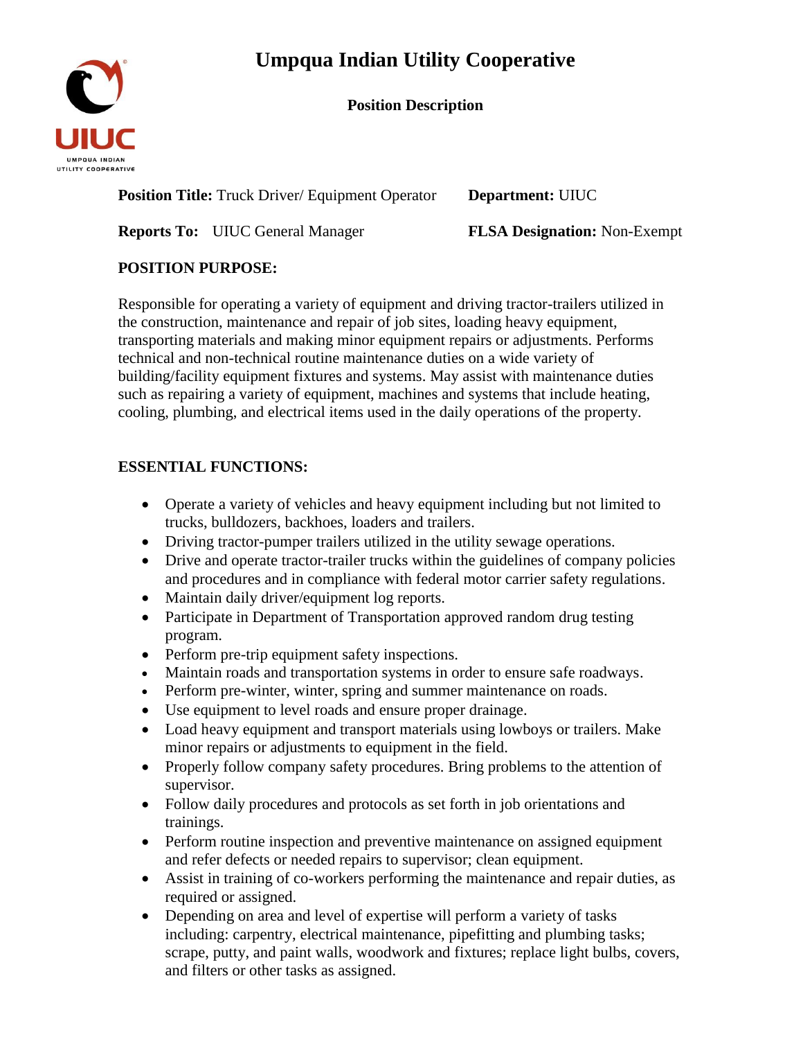# Umpqua Indian Utility Cooperative

**Position Description**

**Position Title:** Truck Driver/ Equipment Operator  **Department:** UIUC

**Reports To:** UIUC General Manager  **FLSA Designation:** Non-Exempt

## POSITION PURPOSE:

Responsible for operating a variety of equipment and driving tractor-trailers utilized in the construction, maintenance and repair of job sites, loading heavy equipment, transporting materials and making minor equipment repairs or adjustments. Performs technical and non-technical routine maintenance duties on a wide variety of building/facility equipment fixtures and systems. May assist with maintenance duties such as repairing a variety of equipment, machines and systems that include heating, cooling, plumbing, and electrical items used in the daily operations of the property.

## ESSENTIAL FUNCTIONS:

- Operate a variety of vehicles and heavy equipment including but not limited to trucks, bulldozers, backhoes, loaders and trailers.
- Driving tractor-pumper trailers utilized in the utility sewage operations.
- Drive and operate tractor-trailer trucks within the guidelines of company policies and procedures and in compliance with federal motor carrier safety regulations.
- Maintain daily driver/equipment log reports.
- Participate in Department of Transportation approved random drug testing program.
- Perform pre-trip equipment safety inspections.
- Maintain roads and transportation systems in order to ensure safe roadways.
- Perform pre-winter, winter, spring and summer maintenance on roads.
- Use equipment to level roads and ensure proper drainage.
- Load heavy equipment and transport materials using lowboys or trailers. Make minor repairs or adjustments to equipment in the field.
- Properly follow company safety procedures. Bring problems to the attention of supervisor.
- Follow daily procedures and protocols as set forth in job orientations and trainings.
- Perform routine inspection and preventive maintenance on assigned equipment and refer defects or needed repairs to supervisor; clean equipment.
- Assist in training of co-workers performing the maintenance and repair duties, as required or assigned.
- Depending on area and level of expertise will perform a variety of tasks including: carpentry, electrical maintenance, pipefitting and plumbing tasks; scrape, putty, and paint walls, woodwork and fixtures; replace light bulbs, covers, and filters or other tasks as assigned.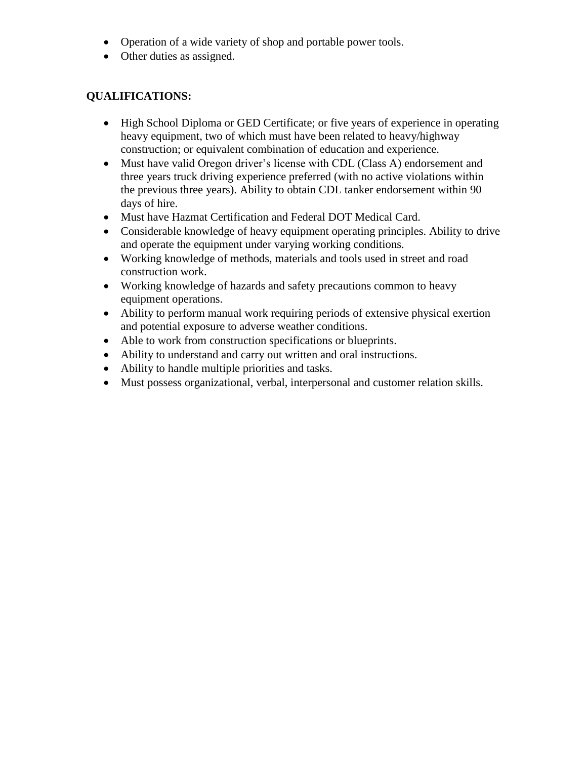- Operation of a wide variety of shop and portable power tools.
- Other duties as assigned.

**QUALIFICATIONS:**

- High School Diploma or GED Certificate; or five years of experience in operating heavy equipment, two of which must have been related to heavy/highway construction; or equivalent combination of education and experience.
- Must have valid Oregon driver's license with CDL (Class A) endorsement and three years truck driving experience preferred (with no active violations within the previous three years). Ability to obtain CDL tanker endorsement within 90 days of hire.
- Must have Hazmat Certification and Federal DOT Medical Card.
- Considerable knowledge of heavy equipment operating principles. Ability to drive and operate the equipment under varying working conditions.
- Working knowledge of methods, materials and tools used in street and road construction work.
- Working knowledge of hazards and safety precautions common to heavy equipment operations.
- Ability to perform manual work requiring periods of extensive physical exertion and potential exposure to adverse weather conditions.
- Able to work from construction specifications or blueprints.
- Ability to understand and carry out written and oral instructions.
- Ability to handle multiple priorities and tasks.
- Must possess organizational, verbal, interpersonal and customer relation skills.